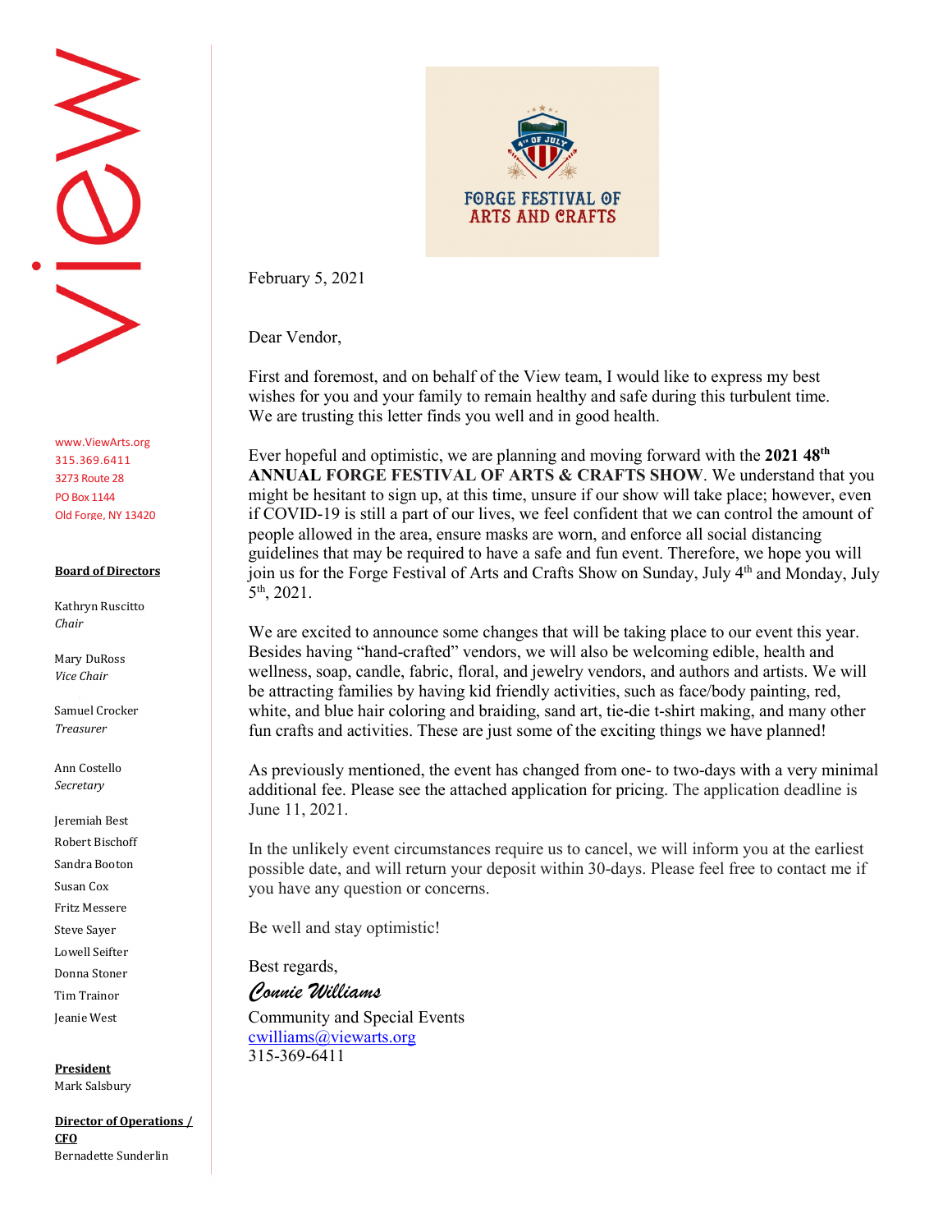View

www.ViewArts.org
315.369.6411
3273 Route 28
PO Box 1144
Old Forge, NY 13420

**Board of Directors**

Kathryn Ruscitto
*Chair*

Mary DuRoss
*Vice Chair*

Samuel Crocker
*Treasurer*

Ann Costello
*Secretary*

Jeremiah Best
Robert Bischoff
Sandra Booton
Susan Cox
Fritz Messere
Steve Sayer
Lowell Seifter
Donna Stoner
Tim Trainor
Jeanie West

**President**
Mark Salsbury

**Director of Operations / CFO**
Bernadette Sunderlin

4TH OF JULY

FORGE FESTIVAL OF ARTS AND CRAFTS

February 5, 2021

Dear Vendor,

First and foremost, and on behalf of the View team, I would like to express my best wishes for you and your family to remain healthy and safe during this turbulent time. We are trusting this letter finds you well and in good health.

Ever hopeful and optimistic, we are planning and moving forward with the **2021 48th ANNUAL FORGE FESTIVAL OF ARTS & CRAFTS SHOW**. We understand that you might be hesitant to sign up, at this time, unsure if our show will take place; however, even if COVID-19 is still a part of our lives, we feel confident that we can control the amount of people allowed in the area, ensure masks are worn, and enforce all social distancing guidelines that may be required to have a safe and fun event. Therefore, we hope you will join us for the Forge Festival of Arts and Crafts Show on Sunday, July 4th and Monday, July 5th, 2021.

We are excited to announce some changes that will be taking place to our event this year. Besides having "hand-crafted" vendors, we will also be welcoming edible, health and wellness, soap, candle, fabric, floral, and jewelry vendors, and authors and artists. We will be attracting families by having kid friendly activities, such as face/body painting, red, white, and blue hair coloring and braiding, sand art, tie-die t-shirt making, and many other fun crafts and activities. These are just some of the exciting things we have planned!

As previously mentioned, the event has changed from one- to two-days with a very minimal additional fee. Please see the attached application for pricing. The application deadline is June 11, 2021.

In the unlikely event circumstances require us to cancel, we will inform you at the earliest possible date, and will return your deposit within 30-days. Please feel free to contact me if you have any question or concerns.

Be well and stay optimistic!

Best regards,

*Connie Williams*

Community and Special Events
cwilliams@viewarts.org
315-369-6411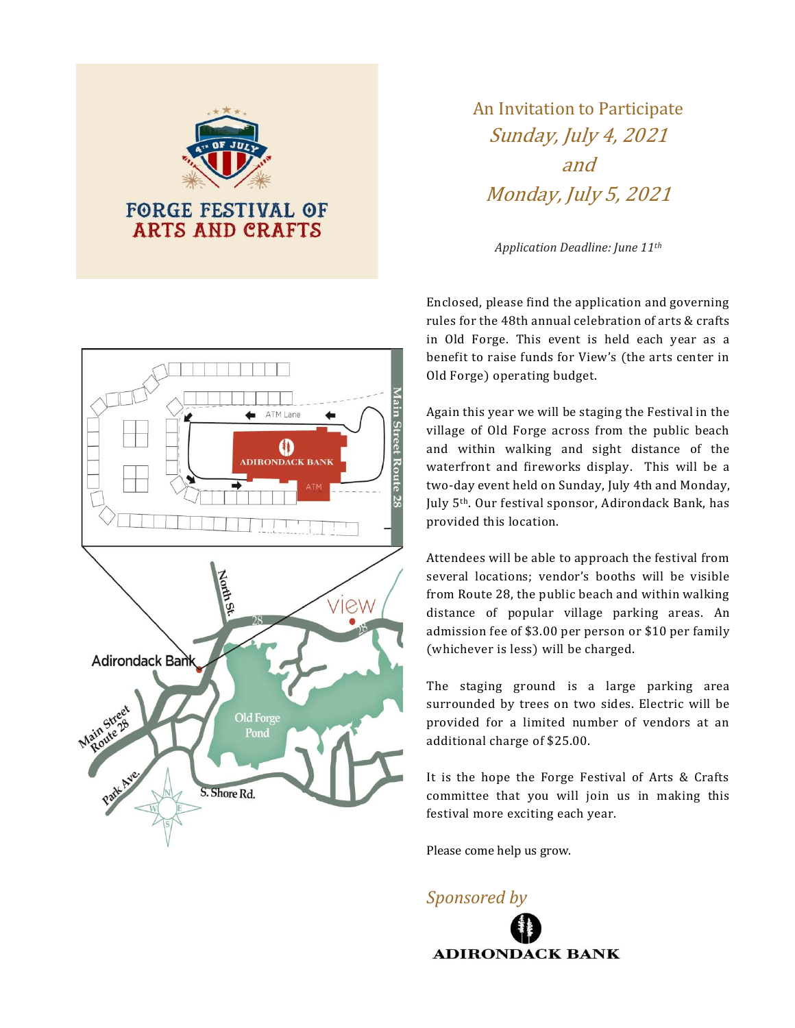# FORGE FESTIVAL OF ARTS AND CRAFTS

## An Invitation to Participate

*Sunday, July 4, 2021*

*and*

*Monday, July 5, 2021*

*Application Deadline: June 11th*

Enclosed, please find the application and governing rules for the 48th annual celebration of arts & crafts in Old Forge. This event is held each year as a benefit to raise funds for View's (the arts center in Old Forge) operating budget.

Again this year we will be staging the Festival in the village of Old Forge across from the public beach and within walking and sight distance of the waterfront and fireworks display. This will be a two-day event held on Sunday, July 4th and Monday, July 5th. Our festival sponsor, Adirondack Bank, has provided this location.

Attendees will be able to approach the festival from several locations; vendor's booths will be visible from Route 28, the public beach and within walking distance of popular village parking areas. An admission fee of $3.00 per person or $10 per family (whichever is less) will be charged.

The staging ground is a large parking area surrounded by trees on two sides. Electric will be provided for a limited number of vendors at an additional charge of $25.00.

It is the hope the Forge Festival of Arts & Crafts committee that you will join us in making this festival more exciting each year.

Please come help us grow.

*Sponsored by*

ADIRONDACK BANK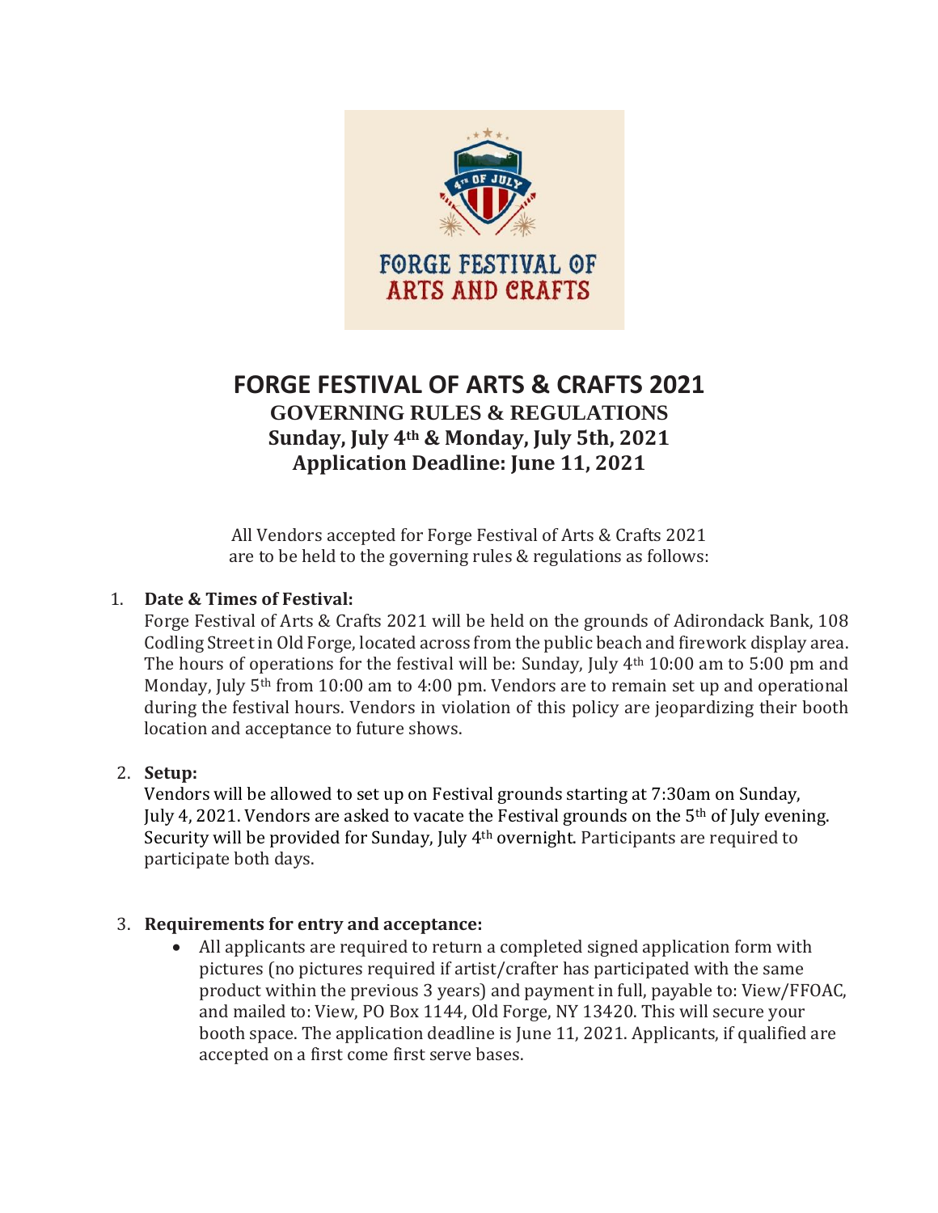# FORGE FESTIVAL OF ARTS & CRAFTS 2021

## GOVERNING RULES & REGULATIONS

### Sunday, July 4th & Monday, July 5th, 2021

### Application Deadline: June 11, 2021

All Vendors accepted for Forge Festival of Arts & Crafts 2021
are to be held to the governing rules & regulations as follows:

1. **Date & Times of Festival:**
   Forge Festival of Arts & Crafts 2021 will be held on the grounds of Adirondack Bank, 108 Codling Street in Old Forge, located across from the public beach and firework display area. The hours of operations for the festival will be: Sunday, July 4th 10:00 am to 5:00 pm and Monday, July 5th from 10:00 am to 4:00 pm. Vendors are to remain set up and operational during the festival hours. Vendors in violation of this policy are jeopardizing their booth location and acceptance to future shows.

2. **Setup:**
   Vendors will be allowed to set up on Festival grounds starting at 7:30am on Sunday, July 4, 2021. Vendors are asked to vacate the Festival grounds on the 5th of July evening. Security will be provided for Sunday, July 4th overnight. Participants are required to participate both days.

3. **Requirements for entry and acceptance:**
   - All applicants are required to return a completed signed application form with pictures (no pictures required if artist/crafter has participated with the same product within the previous 3 years) and payment in full, payable to: View/FFOAC, and mailed to: View, PO Box 1144, Old Forge, NY 13420. This will secure your booth space. The application deadline is June 11, 2021. Applicants, if qualified are accepted on a first come first serve bases.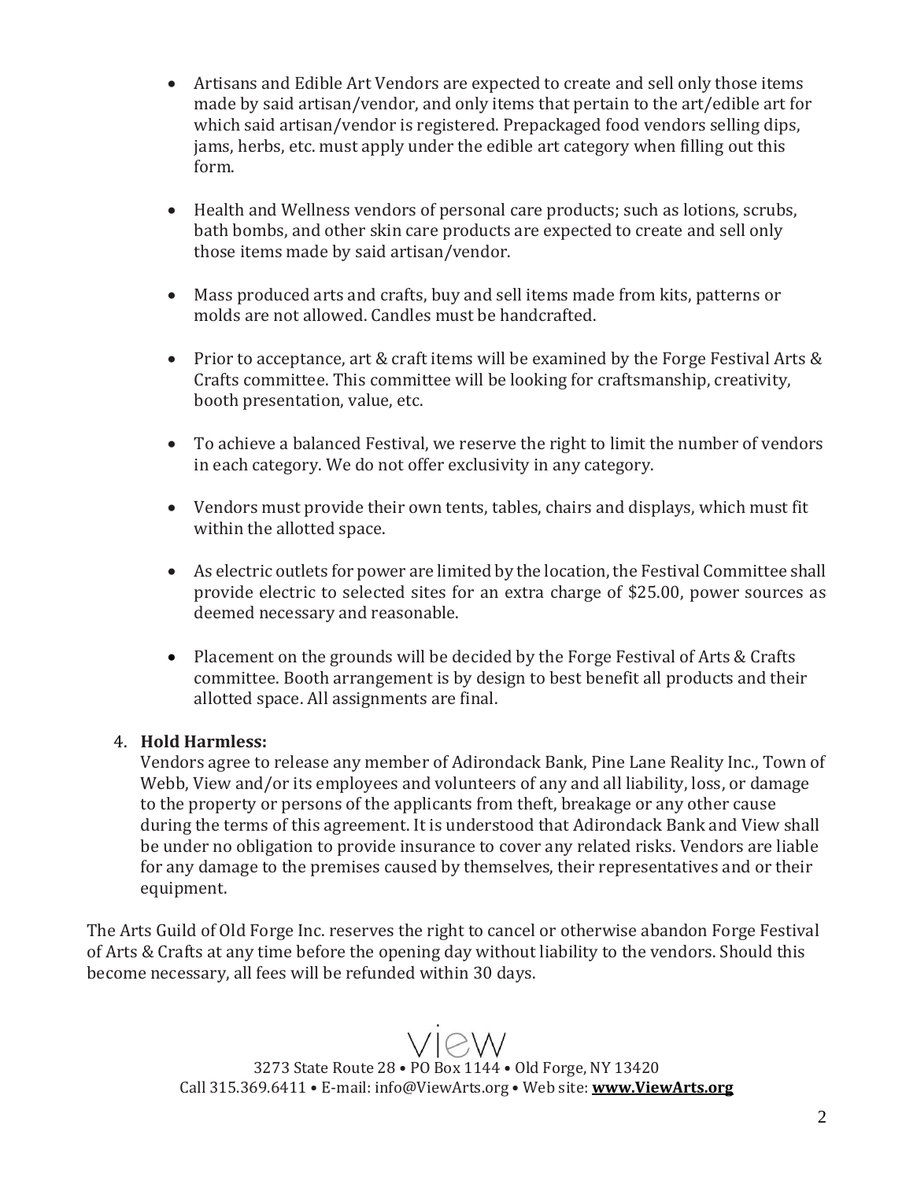- Artisans and Edible Art Vendors are expected to create and sell only those items made by said artisan/vendor, and only items that pertain to the art/edible art for which said artisan/vendor is registered. Prepackaged food vendors selling dips, jams, herbs, etc. must apply under the edible art category when filling out this form.

- Health and Wellness vendors of personal care products; such as lotions, scrubs, bath bombs, and other skin care products are expected to create and sell only those items made by said artisan/vendor.

- Mass produced arts and crafts, buy and sell items made from kits, patterns or molds are not allowed. Candles must be handcrafted.

- Prior to acceptance, art & craft items will be examined by the Forge Festival Arts & Crafts committee. This committee will be looking for craftsmanship, creativity, booth presentation, value, etc.

- To achieve a balanced Festival, we reserve the right to limit the number of vendors in each category. We do not offer exclusivity in any category.

- Vendors must provide their own tents, tables, chairs and displays, which must fit within the allotted space.

- As electric outlets for power are limited by the location, the Festival Committee shall provide electric to selected sites for an extra charge of $25.00, power sources as deemed necessary and reasonable.

- Placement on the grounds will be decided by the Forge Festival of Arts & Crafts committee. Booth arrangement is by design to best benefit all products and their allotted space. All assignments are final.

4. **Hold Harmless:**
   Vendors agree to release any member of Adirondack Bank, Pine Lane Reality Inc., Town of Webb, View and/or its employees and volunteers of any and all liability, loss, or damage to the property or persons of the applicants from theft, breakage or any other cause during the terms of this agreement. It is understood that Adirondack Bank and View shall be under no obligation to provide insurance to cover any related risks. Vendors are liable for any damage to the premises caused by themselves, their representatives and or their equipment.

The Arts Guild of Old Forge Inc. reserves the right to cancel or otherwise abandon Forge Festival of Arts & Crafts at any time before the opening day without liability to the vendors. Should this become necessary, all fees will be refunded within 30 days.

View
3273 State Route 28 • PO Box 1144 • Old Forge, NY 13420
Call 315.369.6411 • E-mail: info@ViewArts.org • Web site: **www.ViewArts.org**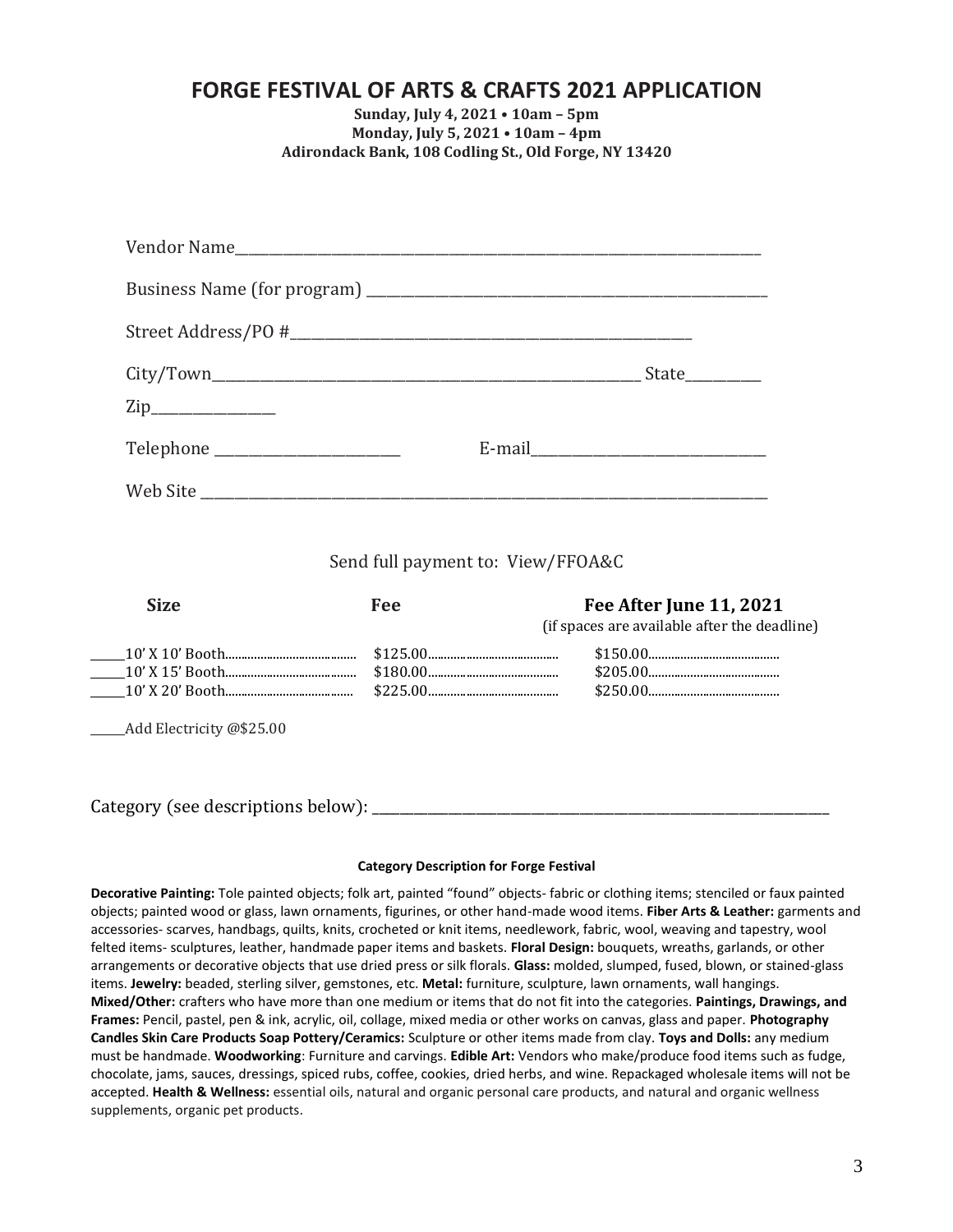# FORGE FESTIVAL OF ARTS & CRAFTS 2021 APPLICATION

**Sunday, July 4, 2021 • 10am – 5pm**
**Monday, July 5, 2021 • 10am – 4pm**
**Adirondack Bank, 108 Codling St., Old Forge, NY 13420**

Vendor Name_______________________________________________

Business Name (for program) _______________________________________

Street Address/PO #__________________________________

City/Town_____________________________________ State__________

Zip_________________

Telephone _________________________ E-mail_____________________________

Web Site _______________________________________________

Send full payment to: View/FFOA&C

| Size | Fee | Fee After June 11, 2021 (if spaces are available after the deadline) |
|---|---|---|
| _____10' X 10' Booth........................................ | $125.00........................................ | $150.00........................................ |
| _____10' X 15' Booth........................................ | $180.00........................................ | $205.00........................................ |
| _____10' X 20' Booth........................................ | $225.00........................................ | $250.00........................................ |

_____Add Electricity @$25.00

Category (see descriptions below): _______________________________________

**Category Description for Forge Festival**

**Decorative Painting:** Tole painted objects; folk art, painted "found" objects- fabric or clothing items; stenciled or faux painted objects; painted wood or glass, lawn ornaments, figurines, or other hand-made wood items. **Fiber Arts & Leather:** garments and accessories- scarves, handbags, quilts, knits, crocheted or knit items, needlework, fabric, wool, weaving and tapestry, wool felted items- sculptures, leather, handmade paper items and baskets. **Floral Design:** bouquets, wreaths, garlands, or other arrangements or decorative objects that use dried press or silk florals. **Glass:** molded, slumped, fused, blown, or stained-glass items. **Jewelry:** beaded, sterling silver, gemstones, etc. **Metal:** furniture, sculpture, lawn ornaments, wall hangings. **Mixed/Other:** crafters who have more than one medium or items that do not fit into the categories. **Paintings, Drawings, and Frames:** Pencil, pastel, pen & ink, acrylic, oil, collage, mixed media or other works on canvas, glass and paper. **Photography Candles Skin Care Products Soap Pottery/Ceramics:** Sculpture or other items made from clay. **Toys and Dolls:** any medium must be handmade. **Woodworking**: Furniture and carvings. **Edible Art:** Vendors who make/produce food items such as fudge, chocolate, jams, sauces, dressings, spiced rubs, coffee, cookies, dried herbs, and wine. Repackaged wholesale items will not be accepted. **Health & Wellness:** essential oils, natural and organic personal care products, and natural and organic wellness supplements, organic pet products.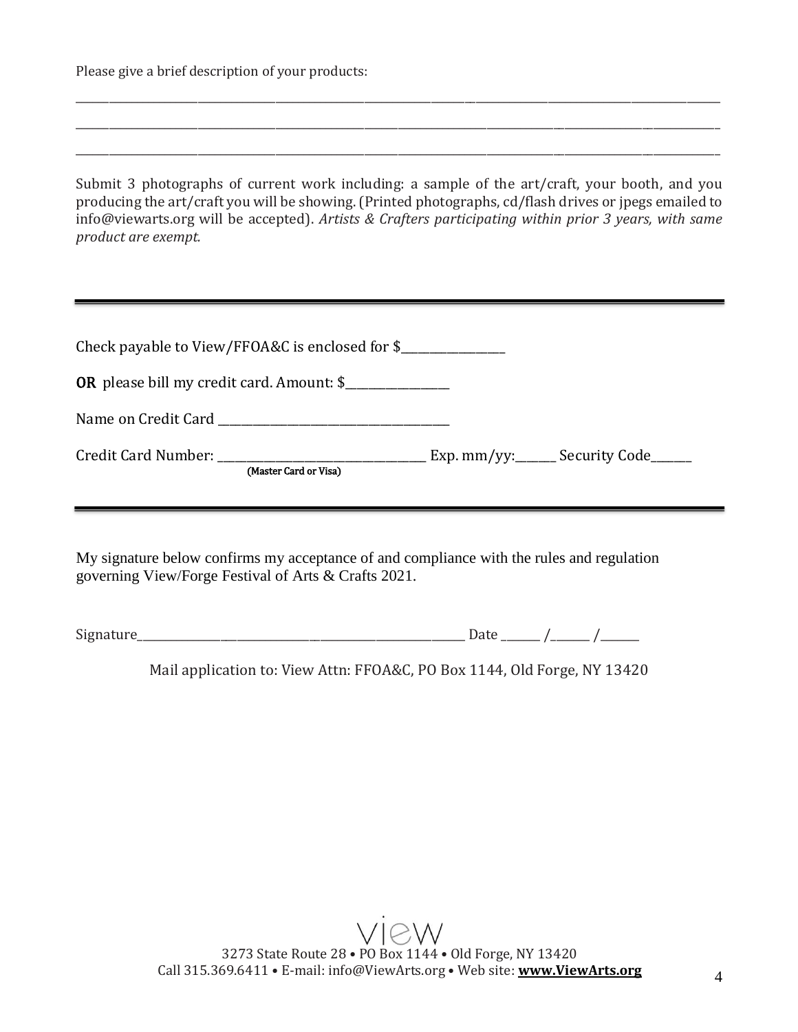Please give a brief description of your products:

\_\_\_\_\_\_\_\_\_\_\_\_\_\_\_\_\_\_\_\_\_\_\_\_\_\_\_\_\_\_\_\_\_\_\_\_\_\_\_\_\_\_\_\_\_\_\_\_\_\_\_\_\_\_\_\_\_\_\_\_\_\_\_\_\_\_\_\_\_\_\_\_\_\_\_\_\_\_\_\_\_\_\_\_

\_\_\_\_\_\_\_\_\_\_\_\_\_\_\_\_\_\_\_\_\_\_\_\_\_\_\_\_\_\_\_\_\_\_\_\_\_\_\_\_\_\_\_\_\_\_\_\_\_\_\_\_\_\_\_\_\_\_\_\_\_\_\_\_\_\_\_\_\_\_\_\_\_\_\_\_\_\_\_\_\_\_\_\_

\_\_\_\_\_\_\_\_\_\_\_\_\_\_\_\_\_\_\_\_\_\_\_\_\_\_\_\_\_\_\_\_\_\_\_\_\_\_\_\_\_\_\_\_\_\_\_\_\_\_\_\_\_\_\_\_\_\_\_\_\_\_\_\_\_\_\_\_\_\_\_\_\_\_\_\_\_\_\_\_\_\_\_\_

Submit 3 photographs of current work including: a sample of the art/craft, your booth, and you producing the art/craft you will be showing. (Printed photographs, cd/flash drives or jpegs emailed to info@viewarts.org will be accepted). *Artists & Crafters participating within prior 3 years, with same product are exempt.*

---

Check payable to View/FFOA&C is enclosed for $\_\_\_\_\_\_\_\_\_\_\_\_\_\_\_\_

**OR** please bill my credit card. Amount: $\_\_\_\_\_\_\_\_\_\_\_\_\_\_\_\_

Name on Credit Card \_\_\_\_\_\_\_\_\_\_\_\_\_\_\_\_\_\_\_\_\_\_\_\_\_\_\_\_\_\_\_\_\_\_\_\_

Credit Card Number: \_\_\_\_\_\_\_\_\_\_\_\_\_\_\_\_\_\_\_\_\_\_\_\_\_\_\_\_\_\_\_\_ Exp. mm/yy:\_\_\_\_\_\_ Security Code\_\_\_\_\_\_
(Master Card or Visa)

---

My signature below confirms my acceptance of and compliance with the rules and regulation governing View/Forge Festival of Arts & Crafts 2021.

Signature\_\_\_\_\_\_\_\_\_\_\_\_\_\_\_\_\_\_\_\_\_\_\_\_\_\_\_\_\_\_\_\_\_\_\_\_\_\_\_\_\_\_\_\_\_\_\_\_\_\_\_\_\_ Date \_\_\_\_\_\_ /\_\_\_\_\_\_ /\_\_\_\_\_\_

Mail application to: View Attn: FFOA&C, PO Box 1144, Old Forge, NY 13420

View

3273 State Route 28 • PO Box 1144 • Old Forge, NY 13420

Call 315.369.6411 • E-mail: info@ViewArts.org • Web site: **www.ViewArts.org**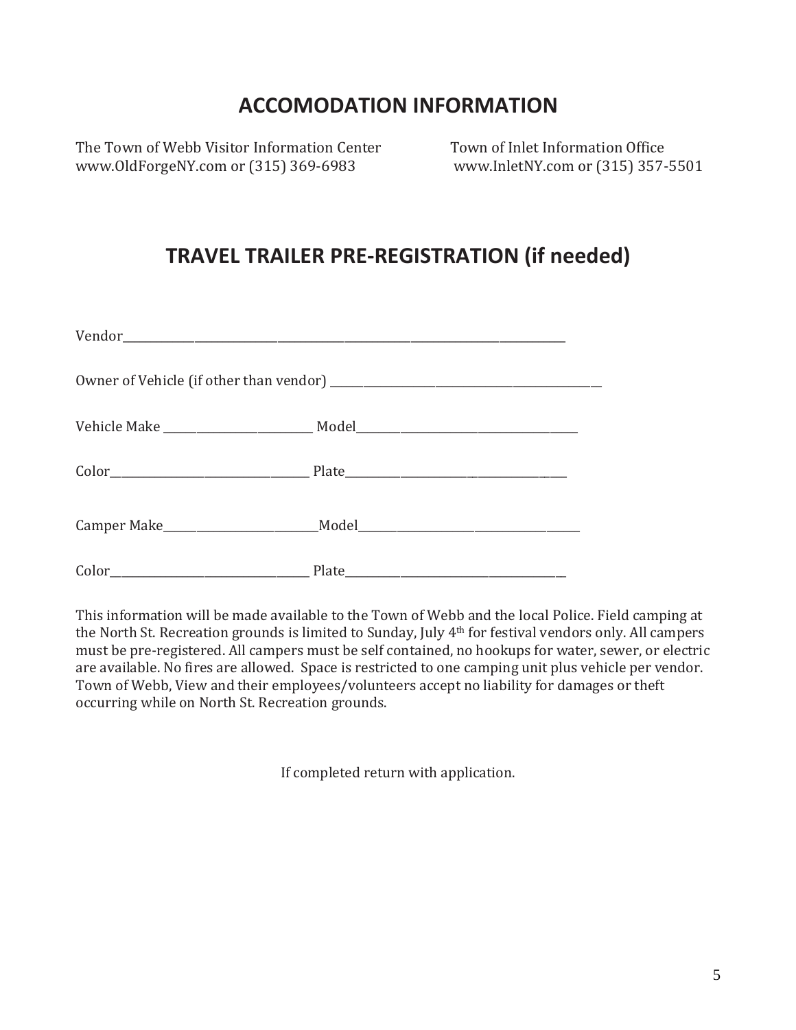## ACCOMODATION INFORMATION

The Town of Webb Visitor Information Center
www.OldForgeNY.com or (315) 369-6983

Town of Inlet Information Office
www.InletNY.com or (315) 357-5501

## TRAVEL TRAILER PRE-REGISTRATION (if needed)

Vendor_____________________________________________________________________________

Owner of Vehicle (if other than vendor) ______________________________________________

Vehicle Make ___________________________ Model_________________________________________

Color_________________________________ Plate_________________________________________

Camper Make___________________________Model_________________________________________

Color_________________________________ Plate_________________________________________

This information will be made available to the Town of Webb and the local Police. Field camping at the North St. Recreation grounds is limited to Sunday, July 4th for festival vendors only. All campers must be pre-registered. All campers must be self contained, no hookups for water, sewer, or electric are available. No fires are allowed. Space is restricted to one camping unit plus vehicle per vendor. Town of Webb, View and their employees/volunteers accept no liability for damages or theft occurring while on North St. Recreation grounds.

If completed return with application.